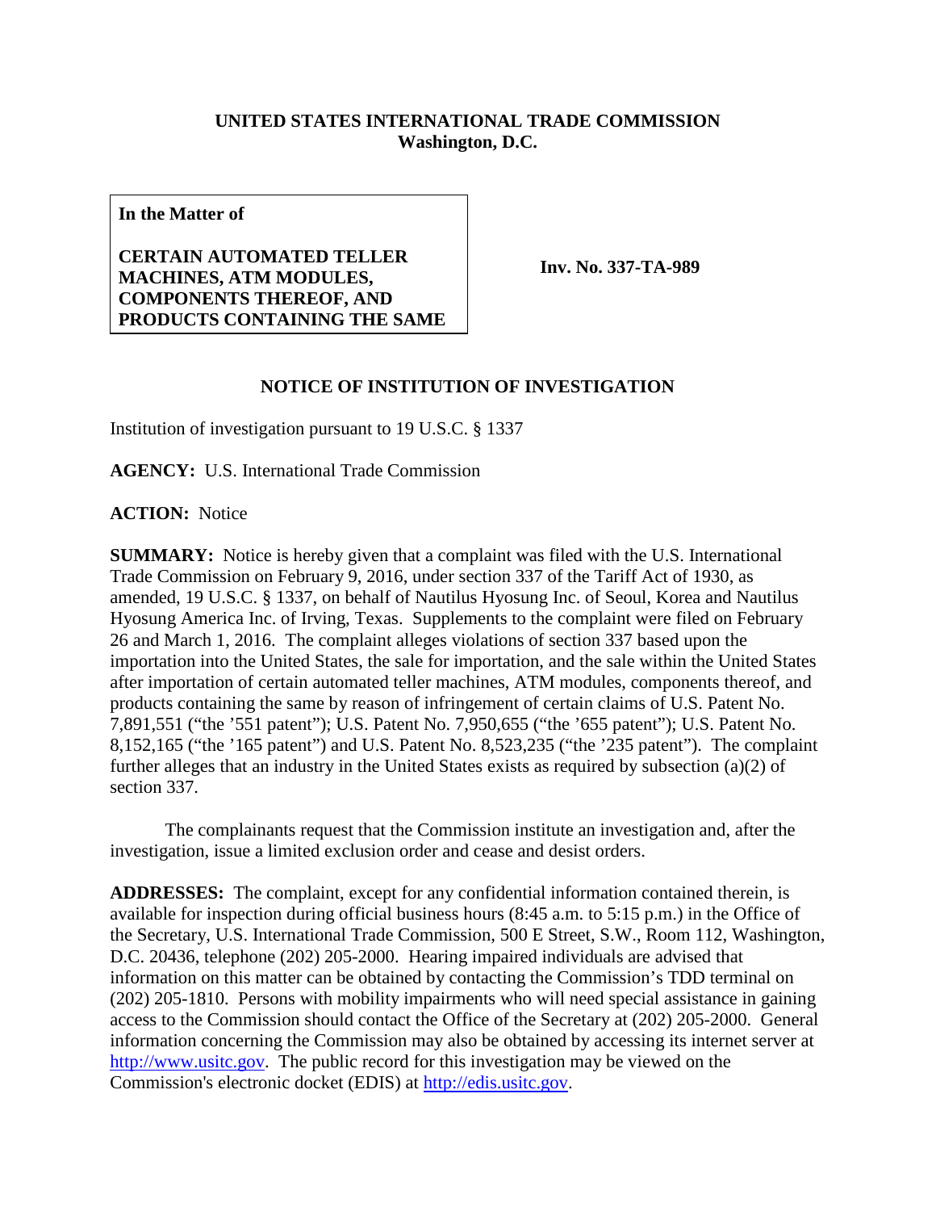**UNITED STATES INTERNATIONAL TRADE COMMISSION**
**Washington, D.C.**

| **In the Matter of** **CERTAIN AUTOMATED TELLER MACHINES, ATM MODULES, COMPONENTS THEREOF, AND PRODUCTS CONTAINING THE SAME** | **Inv. No. 337-TA-989** |
|---|---|

## NOTICE OF INSTITUTION OF INVESTIGATION

Institution of investigation pursuant to 19 U.S.C. § 1337

**AGENCY:** U.S. International Trade Commission

**ACTION:** Notice

**SUMMARY:** Notice is hereby given that a complaint was filed with the U.S. International Trade Commission on February 9, 2016, under section 337 of the Tariff Act of 1930, as amended, 19 U.S.C. § 1337, on behalf of Nautilus Hyosung Inc. of Seoul, Korea and Nautilus Hyosung America Inc. of Irving, Texas. Supplements to the complaint were filed on February 26 and March 1, 2016. The complaint alleges violations of section 337 based upon the importation into the United States, the sale for importation, and the sale within the United States after importation of certain automated teller machines, ATM modules, components thereof, and products containing the same by reason of infringement of certain claims of U.S. Patent No. 7,891,551 ("the '551 patent"); U.S. Patent No. 7,950,655 ("the '655 patent"); U.S. Patent No. 8,152,165 ("the '165 patent") and U.S. Patent No. 8,523,235 ("the '235 patent"). The complaint further alleges that an industry in the United States exists as required by subsection (a)(2) of section 337.

The complainants request that the Commission institute an investigation and, after the investigation, issue a limited exclusion order and cease and desist orders.

**ADDRESSES:** The complaint, except for any confidential information contained therein, is available for inspection during official business hours (8:45 a.m. to 5:15 p.m.) in the Office of the Secretary, U.S. International Trade Commission, 500 E Street, S.W., Room 112, Washington, D.C. 20436, telephone (202) 205-2000. Hearing impaired individuals are advised that information on this matter can be obtained by contacting the Commission's TDD terminal on (202) 205-1810. Persons with mobility impairments who will need special assistance in gaining access to the Commission should contact the Office of the Secretary at (202) 205-2000. General information concerning the Commission may also be obtained by accessing its internet server at http://www.usitc.gov. The public record for this investigation may be viewed on the Commission's electronic docket (EDIS) at http://edis.usitc.gov.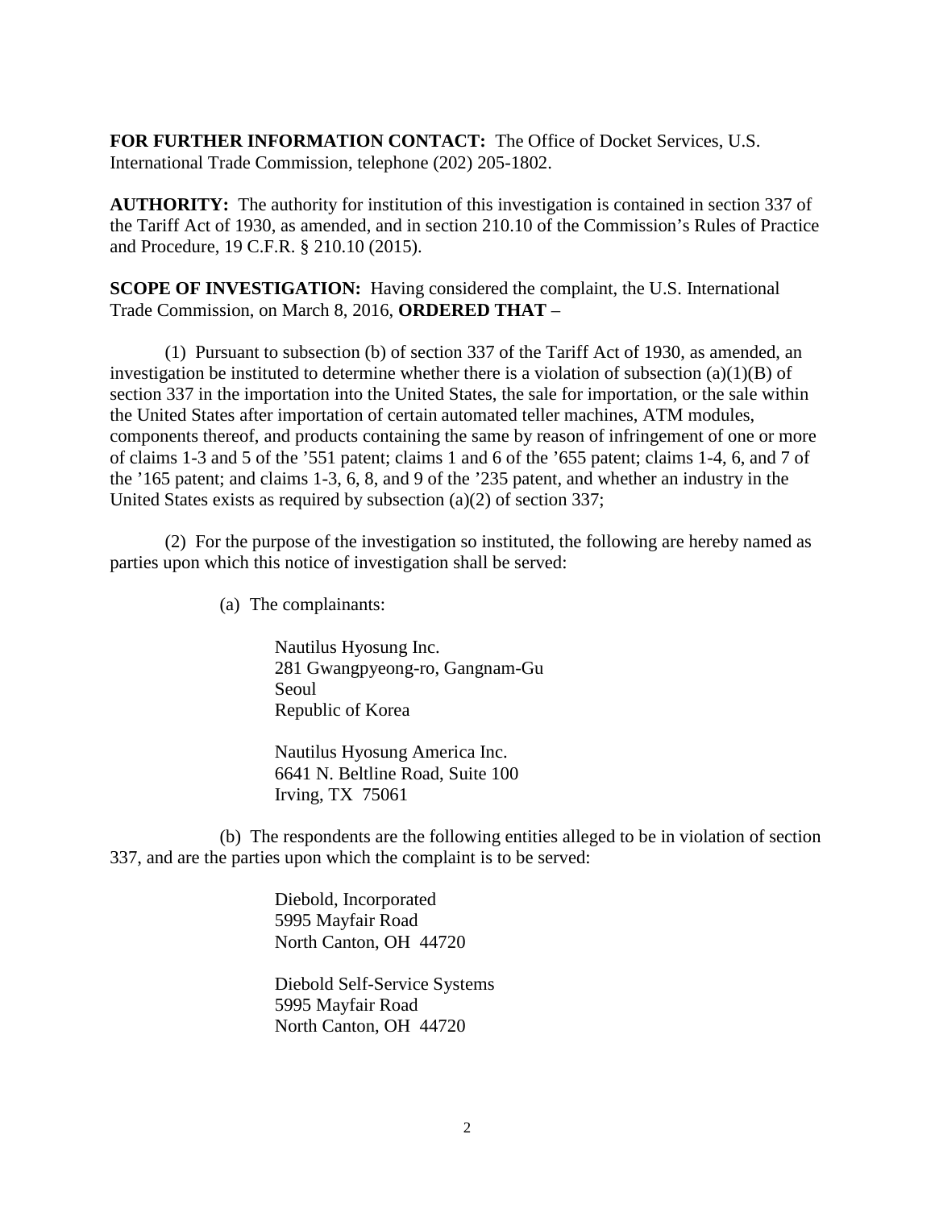**FOR FURTHER INFORMATION CONTACT:** The Office of Docket Services, U.S. International Trade Commission, telephone (202) 205-1802.

**AUTHORITY:** The authority for institution of this investigation is contained in section 337 of the Tariff Act of 1930, as amended, and in section 210.10 of the Commission's Rules of Practice and Procedure, 19 C.F.R. § 210.10 (2015).

**SCOPE OF INVESTIGATION:** Having considered the complaint, the U.S. International Trade Commission, on March 8, 2016, **ORDERED THAT** –

(1) Pursuant to subsection (b) of section 337 of the Tariff Act of 1930, as amended, an investigation be instituted to determine whether there is a violation of subsection (a)(1)(B) of section 337 in the importation into the United States, the sale for importation, or the sale within the United States after importation of certain automated teller machines, ATM modules, components thereof, and products containing the same by reason of infringement of one or more of claims 1-3 and 5 of the '551 patent; claims 1 and 6 of the '655 patent; claims 1-4, 6, and 7 of the '165 patent; and claims 1-3, 6, 8, and 9 of the '235 patent, and whether an industry in the United States exists as required by subsection (a)(2) of section 337;

(2) For the purpose of the investigation so instituted, the following are hereby named as parties upon which this notice of investigation shall be served:

(a) The complainants:

Nautilus Hyosung Inc.
281 Gwangpyeong-ro, Gangnam-Gu
Seoul
Republic of Korea

Nautilus Hyosung America Inc.
6641 N. Beltline Road, Suite 100
Irving, TX 75061

(b) The respondents are the following entities alleged to be in violation of section 337, and are the parties upon which the complaint is to be served:

Diebold, Incorporated
5995 Mayfair Road
North Canton, OH 44720

Diebold Self-Service Systems
5995 Mayfair Road
North Canton, OH 44720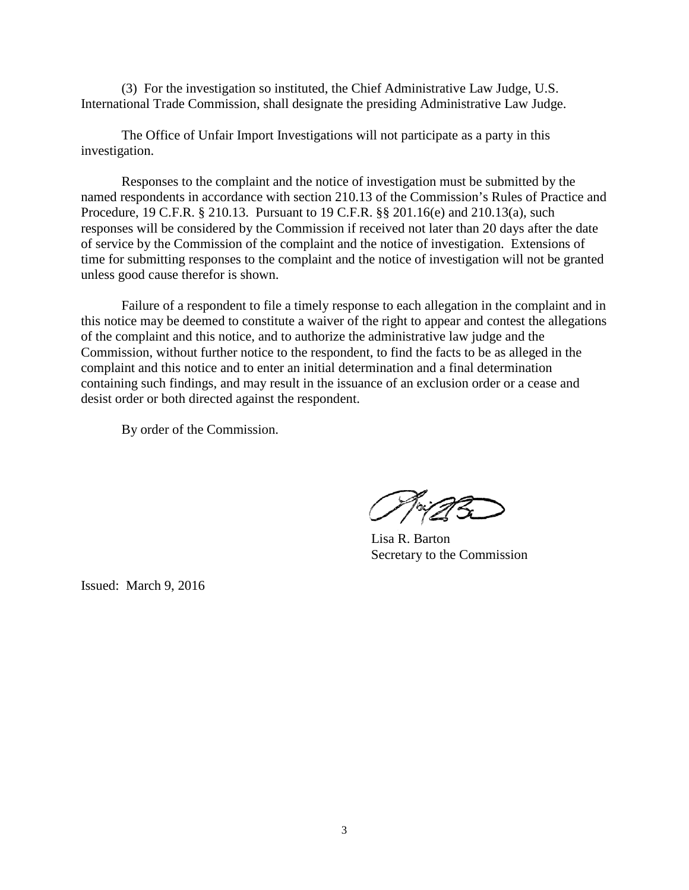(3) For the investigation so instituted, the Chief Administrative Law Judge, U.S. International Trade Commission, shall designate the presiding Administrative Law Judge.

The Office of Unfair Import Investigations will not participate as a party in this investigation.

Responses to the complaint and the notice of investigation must be submitted by the named respondents in accordance with section 210.13 of the Commission's Rules of Practice and Procedure, 19 C.F.R. § 210.13. Pursuant to 19 C.F.R. §§ 201.16(e) and 210.13(a), such responses will be considered by the Commission if received not later than 20 days after the date of service by the Commission of the complaint and the notice of investigation. Extensions of time for submitting responses to the complaint and the notice of investigation will not be granted unless good cause therefor is shown.

Failure of a respondent to file a timely response to each allegation in the complaint and in this notice may be deemed to constitute a waiver of the right to appear and contest the allegations of the complaint and this notice, and to authorize the administrative law judge and the Commission, without further notice to the respondent, to find the facts to be as alleged in the complaint and this notice and to enter an initial determination and a final determination containing such findings, and may result in the issuance of an exclusion order or a cease and desist order or both directed against the respondent.

By order of the Commission.

Lisa R. Barton
Secretary to the Commission

Issued: March 9, 2016